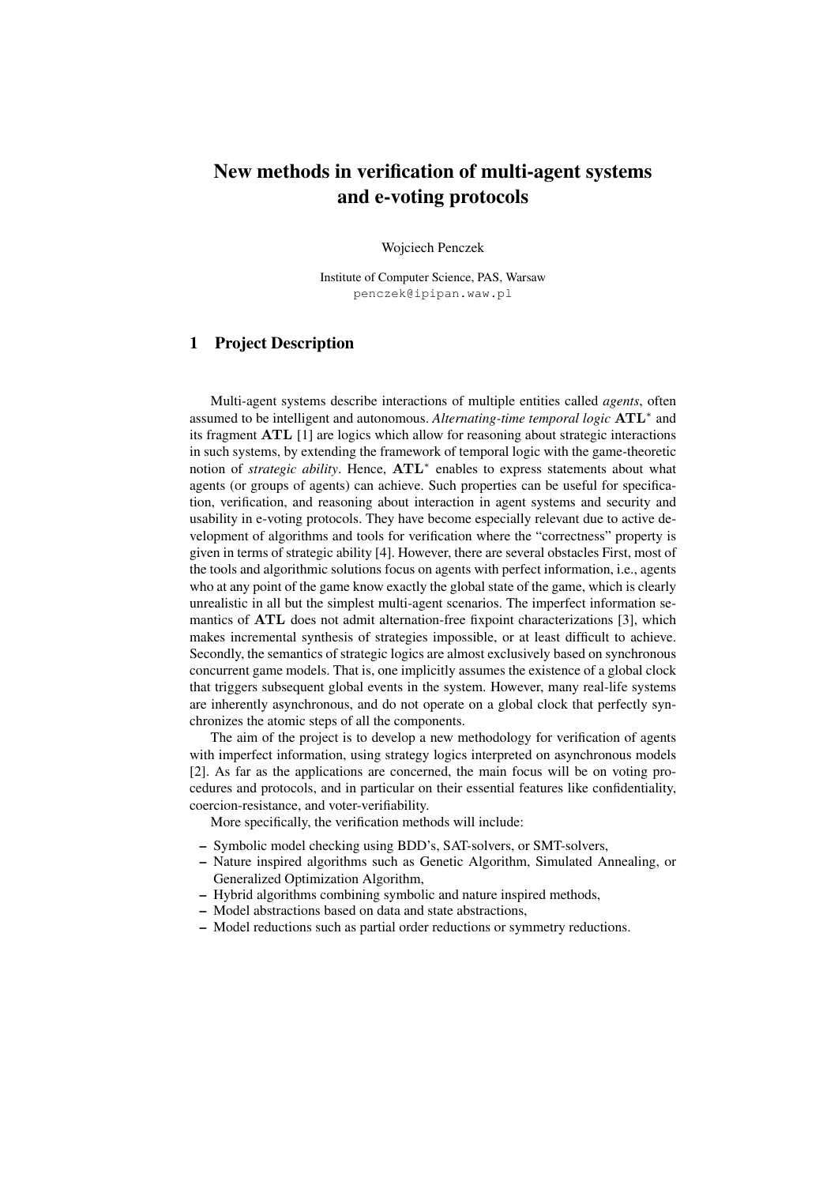# New methods in verification of multi-agent systems and e-voting protocols

Wojciech Penczek

Institute of Computer Science, PAS, Warsaw
penczek@ipipan.waw.pl

## 1 Project Description

Multi-agent systems describe interactions of multiple entities called *agents*, often assumed to be intelligent and autonomous. *Alternating-time temporal logic* $\mathbf{ATL}^*$ and its fragment $\mathbf{ATL}$ [1] are logics which allow for reasoning about strategic interactions in such systems, by extending the framework of temporal logic with the game-theoretic notion of *strategic ability*. Hence, $\mathbf{ATL}^*$ enables to express statements about what agents (or groups of agents) can achieve. Such properties can be useful for specification, verification, and reasoning about interaction in agent systems and security and usability in e-voting protocols. They have become especially relevant due to active development of algorithms and tools for verification where the "correctness" property is given in terms of strategic ability [4]. However, there are several obstacles First, most of the tools and algorithmic solutions focus on agents with perfect information, i.e., agents who at any point of the game know exactly the global state of the game, which is clearly unrealistic in all but the simplest multi-agent scenarios. The imperfect information semantics of $\mathbf{ATL}$ does not admit alternation-free fixpoint characterizations [3], which makes incremental synthesis of strategies impossible, or at least difficult to achieve. Secondly, the semantics of strategic logics are almost exclusively based on synchronous concurrent game models. That is, one implicitly assumes the existence of a global clock that triggers subsequent global events in the system. However, many real-life systems are inherently asynchronous, and do not operate on a global clock that perfectly synchronizes the atomic steps of all the components.

The aim of the project is to develop a new methodology for verification of agents with imperfect information, using strategy logics interpreted on asynchronous models [2]. As far as the applications are concerned, the main focus will be on voting procedures and protocols, and in particular on their essential features like confidentiality, coercion-resistance, and voter-verifiability.

More specifically, the verification methods will include:

- Symbolic model checking using BDD's, SAT-solvers, or SMT-solvers,
- Nature inspired algorithms such as Genetic Algorithm, Simulated Annealing, or Generalized Optimization Algorithm,
- Hybrid algorithms combining symbolic and nature inspired methods,
- Model abstractions based on data and state abstractions,
- Model reductions such as partial order reductions or symmetry reductions.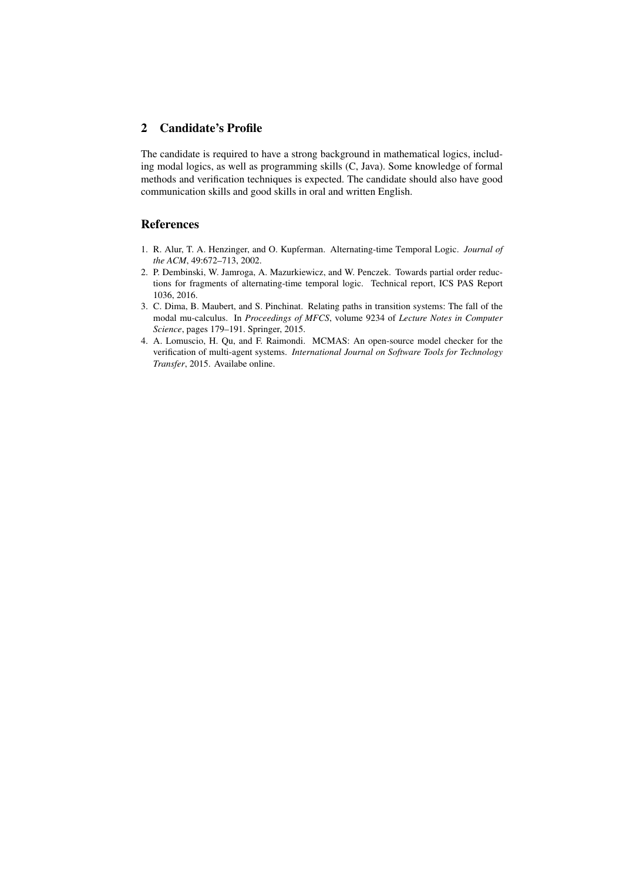## 2 Candidate's Profile

The candidate is required to have a strong background in mathematical logics, including modal logics, as well as programming skills (C, Java). Some knowledge of formal methods and verification techniques is expected. The candidate should also have good communication skills and good skills in oral and written English.

## References

1. R. Alur, T. A. Henzinger, and O. Kupferman. Alternating-time Temporal Logic. *Journal of the ACM*, 49:672–713, 2002.
2. P. Dembinski, W. Jamroga, A. Mazurkiewicz, and W. Penczek. Towards partial order reductions for fragments of alternating-time temporal logic. Technical report, ICS PAS Report 1036, 2016.
3. C. Dima, B. Maubert, and S. Pinchinat. Relating paths in transition systems: The fall of the modal mu-calculus. In *Proceedings of MFCS*, volume 9234 of *Lecture Notes in Computer Science*, pages 179–191. Springer, 2015.
4. A. Lomuscio, H. Qu, and F. Raimondi. MCMAS: An open-source model checker for the verification of multi-agent systems. *International Journal on Software Tools for Technology Transfer*, 2015. Availabe online.